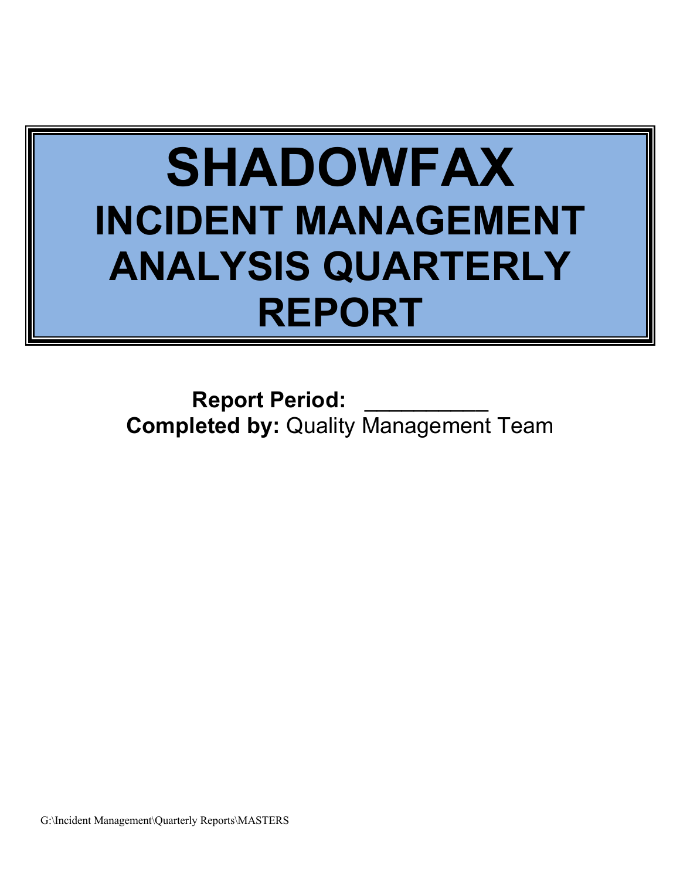# SHADOWFAX
## INCIDENT MANAGEMENT ANALYSIS QUARTERLY REPORT

**Report Period:** __________

**Completed by:** Quality Management Team

G:\Incident Management\Quarterly Reports\MASTERS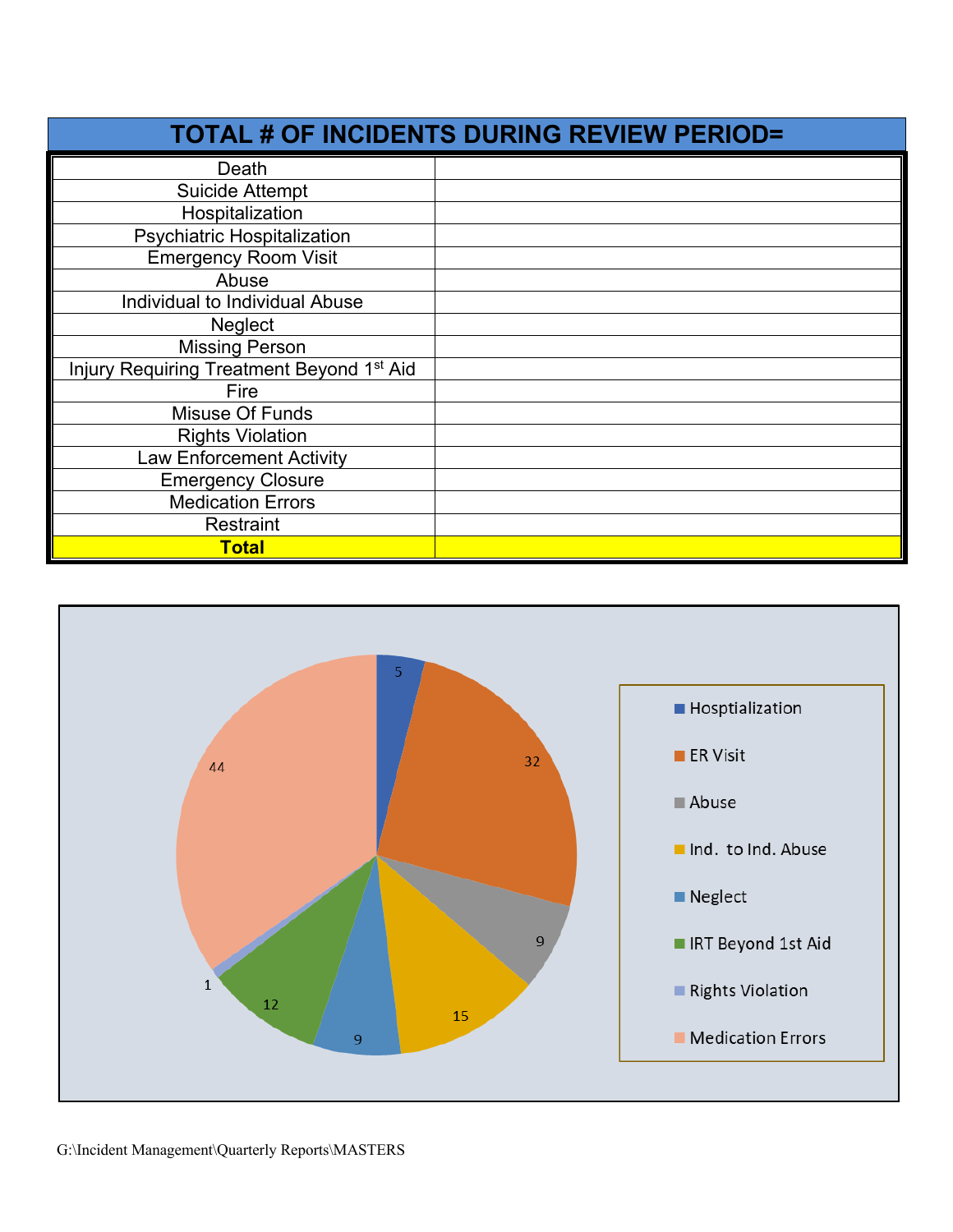## TOTAL # OF INCIDENTS DURING REVIEW PERIOD=

| | |
|---|---|
| Death | |
| Suicide Attempt | |
| Hospitalization | |
| Psychiatric Hospitalization | |
| Emergency Room Visit | |
| Abuse | |
| Individual to Individual Abuse | |
| Neglect | |
| Missing Person | |
| Injury Requiring Treatment Beyond 1st Aid | |
| Fire | |
| Misuse Of Funds | |
| Rights Violation | |
| Law Enforcement Activity | |
| Emergency Closure | |
| Medication Errors | |
| Restraint | |
| **Total** | |

| Category | Count |
|---|---|
| Hosptialization | 5 |
| ER Visit | 32 |
| Abuse | 9 |
| Ind. to Ind. Abuse | 15 |
| Neglect | 9 |
| IRT Beyond 1st Aid | 12 |
| Rights Violation | 1 |
| Medication Errors | 44 |

G:\Incident Management\Quarterly Reports\MASTERS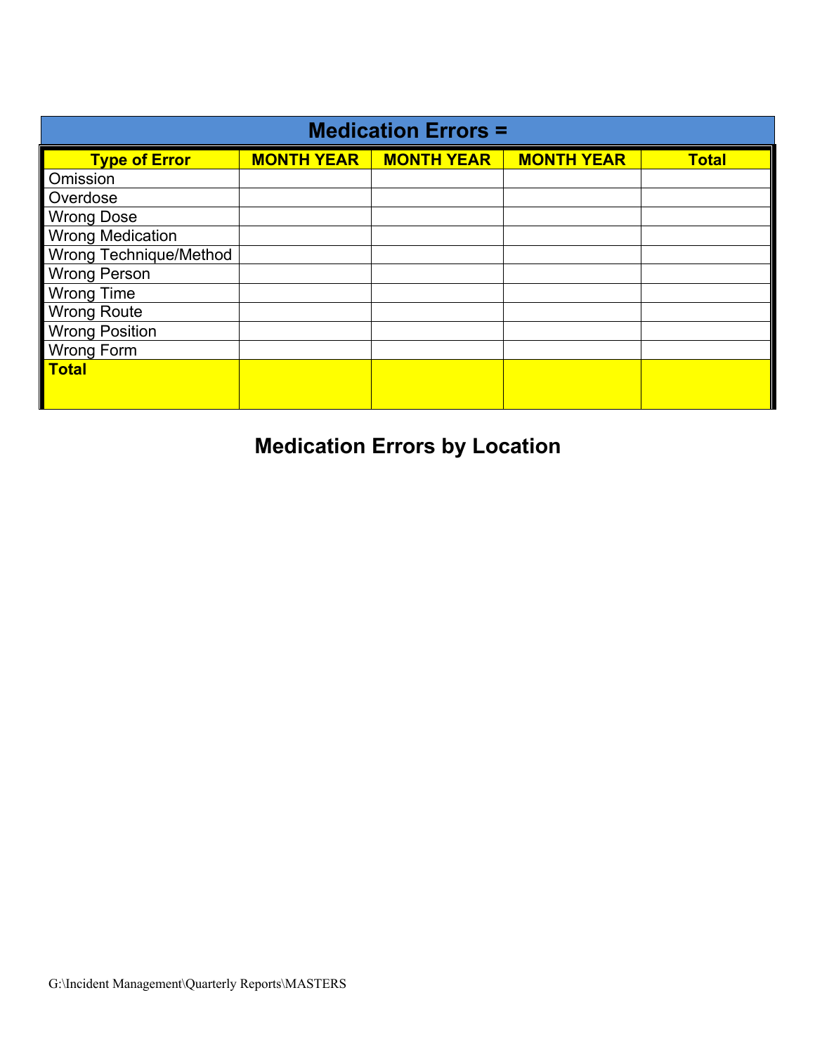| Medication Errors = | | | | |
|---|---|---|---|---|
| **Type of Error** | **MONTH YEAR** | **MONTH YEAR** | **MONTH YEAR** | **Total** |
| Omission | | | | |
| Overdose | | | | |
| Wrong Dose | | | | |
| Wrong Medication | | | | |
| Wrong Technique/Method | | | | |
| Wrong Person | | | | |
| Wrong Time | | | | |
| Wrong Route | | | | |
| Wrong Position | | | | |
| Wrong Form | | | | |
| **Total** | | | | |

## Medication Errors by Location

G:\Incident Management\Quarterly Reports\MASTERS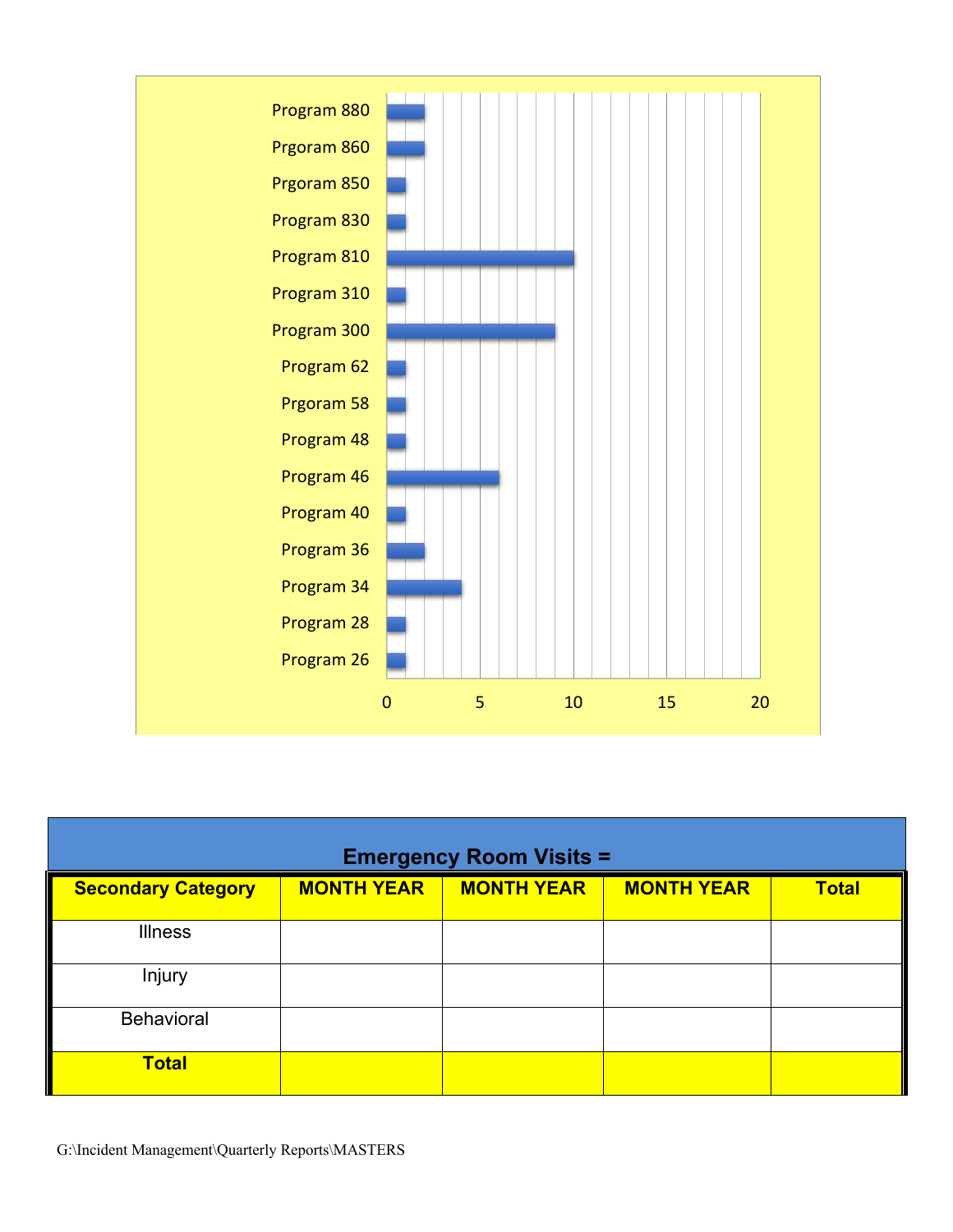| Program | Value |
|---|---|
| Program 880 | 2 |
| Prgoram 860 | 2 |
| Prgoram 850 | 1 |
| Program 830 | 1 |
| Program 810 | 10 |
| Program 310 | 1 |
| Program 300 | 9 |
| Program 62 | 1 |
| Prgoram 58 | 1 |
| Program 48 | 1 |
| Program 46 | 6 |
| Program 40 | 1 |
| Program 36 | 2 |
| Program 34 | 4 |
| Program 28 | 1 |
| Program 26 | 1 |

## Emergency Room Visits =

| Secondary Category | MONTH YEAR | MONTH YEAR | MONTH YEAR | Total |
|---|---|---|---|---|
| Illness | | | | |
| Injury | | | | |
| Behavioral | | | | |
| **Total** | | | | |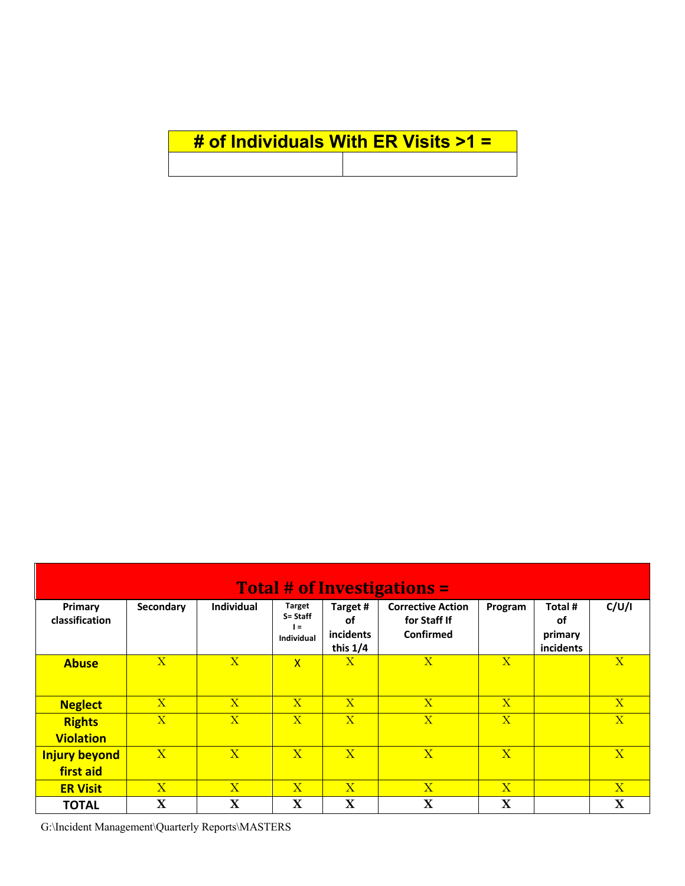| # of Individuals With ER Visits >1 = | |
|---|---|
| | |

| Total # of Investigations = | | | | | | | | |
|---|---|---|---|---|---|---|---|---|
| Primary classification | Secondary | Individual | Target S= Staff I = Individual | Target # of incidents this 1/4 | Corrective Action for Staff If Confirmed | Program | Total # of primary incidents | C/U/I |
| **Abuse** | X | X | X | X | X | X | | X |
| **Neglect** | X | X | X | X | X | X | | X |
| **Rights Violation** | X | X | X | X | X | X | | X |
| **Injury beyond first aid** | X | X | X | X | X | X | | X |
| **ER Visit** | X | X | X | X | X | X | | X |
| **TOTAL** | **X** | **X** | **X** | **X** | **X** | **X** | | **X** |

G:\Incident Management\Quarterly Reports\MASTERS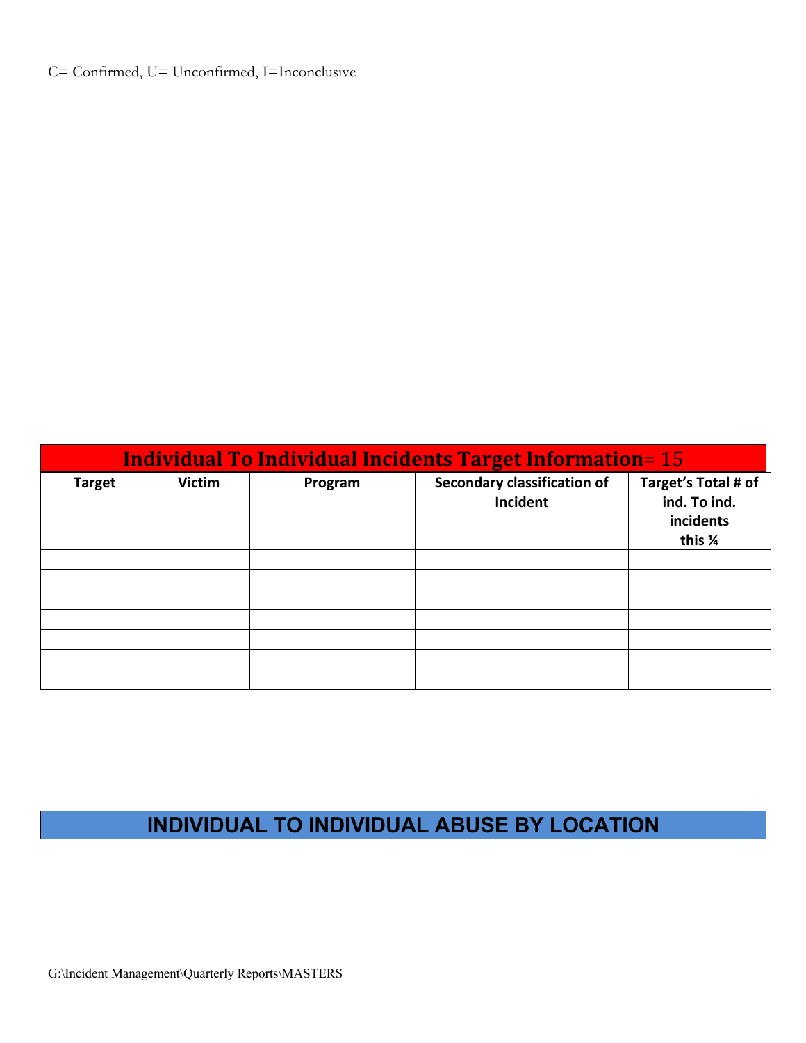C= Confirmed, U= Unconfirmed, I=Inconclusive

| **Individual To Individual Incidents Target Information= 15** | | | | |
|---|---|---|---|---|
| **Target** | **Victim** | **Program** | **Secondary classification of Incident** | **Target's Total # of ind. To ind. incidents this ¼** |
| | | | | |
| | | | | |
| | | | | |
| | | | | |
| | | | | |
| | | | | |
| | | | | |

## INDIVIDUAL TO INDIVIDUAL ABUSE BY LOCATION

G:\Incident Management\Quarterly Reports\MASTERS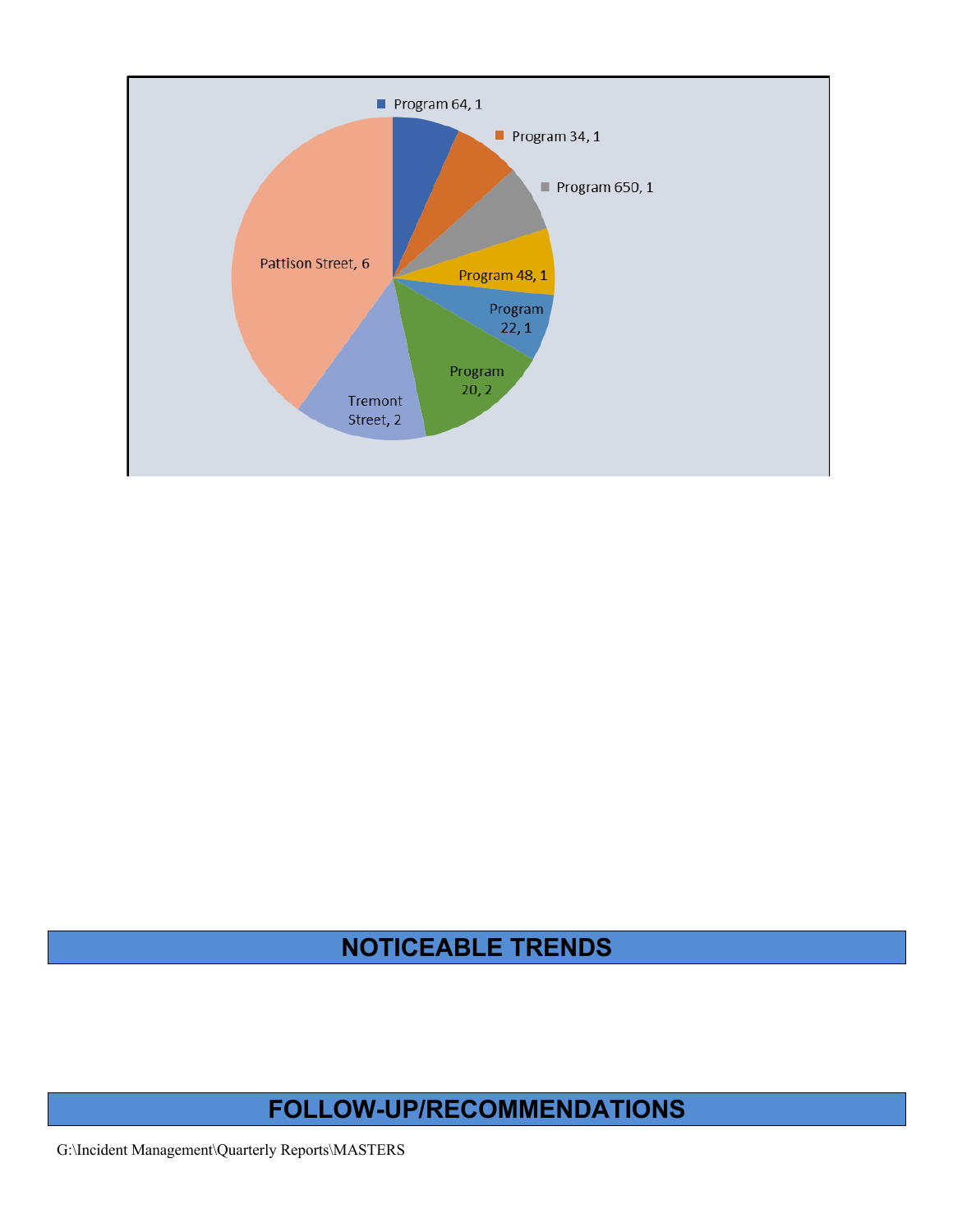Program 64, 1

Program 34, 1

Program 650, 1

Program 48, 1

Program 22, 1

Program 20, 2

Tremont Street, 2

Pattison Street, 6

## NOTICEABLE TRENDS

## FOLLOW-UP/RECOMMENDATIONS

G:\Incident Management\Quarterly Reports\MASTERS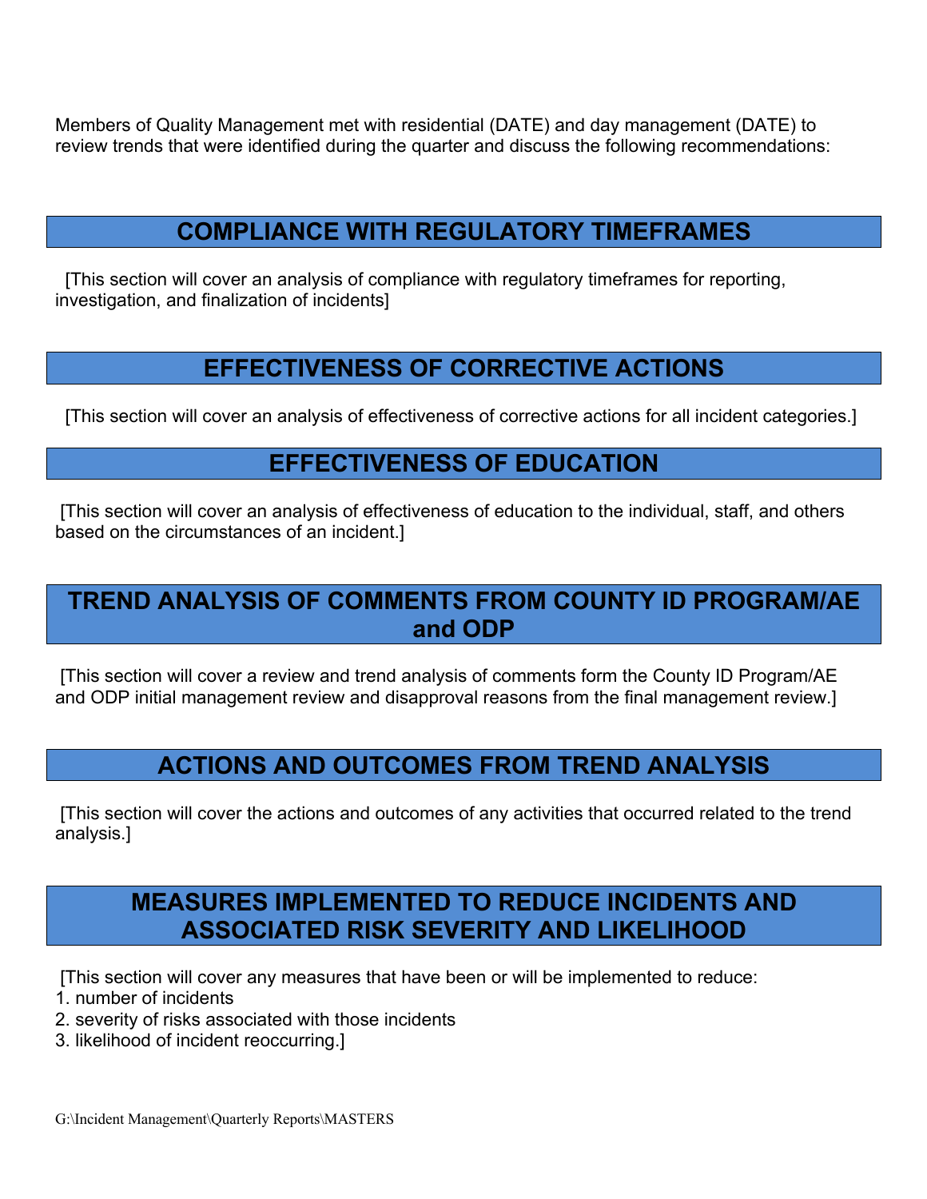Members of Quality Management met with residential (DATE) and day management (DATE) to review trends that were identified during the quarter and discuss the following recommendations:

## COMPLIANCE WITH REGULATORY TIMEFRAMES

[This section will cover an analysis of compliance with regulatory timeframes for reporting, investigation, and finalization of incidents]

## EFFECTIVENESS OF CORRECTIVE ACTIONS

[This section will cover an analysis of effectiveness of corrective actions for all incident categories.]

## EFFECTIVENESS OF EDUCATION

[This section will cover an analysis of effectiveness of education to the individual, staff, and others based on the circumstances of an incident.]

## TREND ANALYSIS OF COMMENTS FROM COUNTY ID PROGRAM/AE and ODP

[This section will cover a review and trend analysis of comments form the County ID Program/AE and ODP initial management review and disapproval reasons from the final management review.]

## ACTIONS AND OUTCOMES FROM TREND ANALYSIS

[This section will cover the actions and outcomes of any activities that occurred related to the trend analysis.]

## MEASURES IMPLEMENTED TO REDUCE INCIDENTS AND ASSOCIATED RISK SEVERITY AND LIKELIHOOD

[This section will cover any measures that have been or will be implemented to reduce:

1. number of incidents
2. severity of risks associated with those incidents
3. likelihood of incident reoccurring.]

G:\Incident Management\Quarterly Reports\MASTERS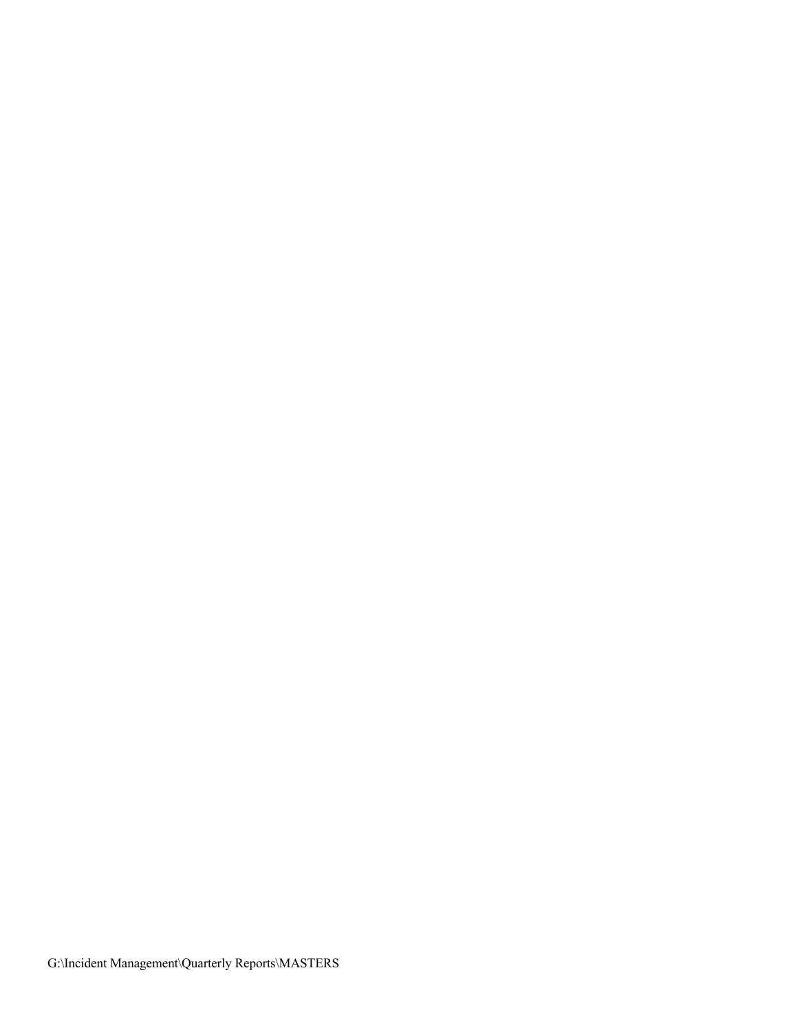G:\Incident Management\Quarterly Reports\MASTERS